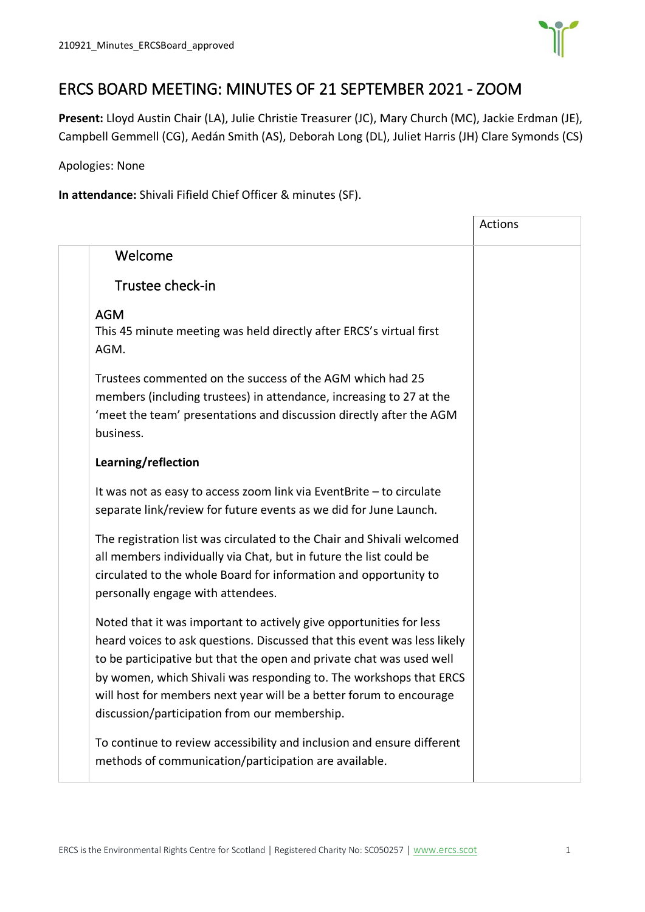# ERCS BOARD MEETING: MINUTES OF 21 SEPTEMBER 2021 - ZOOM

**Present:** Lloyd Austin Chair (LA), Julie Christie Treasurer (JC), Mary Church (MC), Jackie Erdman (JE), Campbell Gemmell (CG), Aedán Smith (AS), Deborah Long (DL), Juliet Harris (JH) Clare Symonds (CS)

Apologies: None

**In attendance:** Shivali Fifield Chief Officer & minutes (SF).

| | | Actions |
|---|---|---|
| | Welcome<br><br>Trustee check-in<br><br>AGM<br>This 45 minute meeting was held directly after ERCS's virtual first AGM.<br><br>Trustees commented on the success of the AGM which had 25 members (including trustees) in attendance, increasing to 27 at the 'meet the team' presentations and discussion directly after the AGM business.<br><br>**Learning/reflection**<br><br>It was not as easy to access zoom link via EventBrite – to circulate separate link/review for future events as we did for June Launch.<br><br>The registration list was circulated to the Chair and Shivali welcomed all members individually via Chat, but in future the list could be circulated to the whole Board for information and opportunity to personally engage with attendees.<br><br>Noted that it was important to actively give opportunities for less heard voices to ask questions. Discussed that this event was less likely to be participative but that the open and private chat was used well by women, which Shivali was responding to. The workshops that ERCS will host for members next year will be a better forum to encourage discussion/participation from our membership.<br><br>To continue to review accessibility and inclusion and ensure different methods of communication/participation are available. | |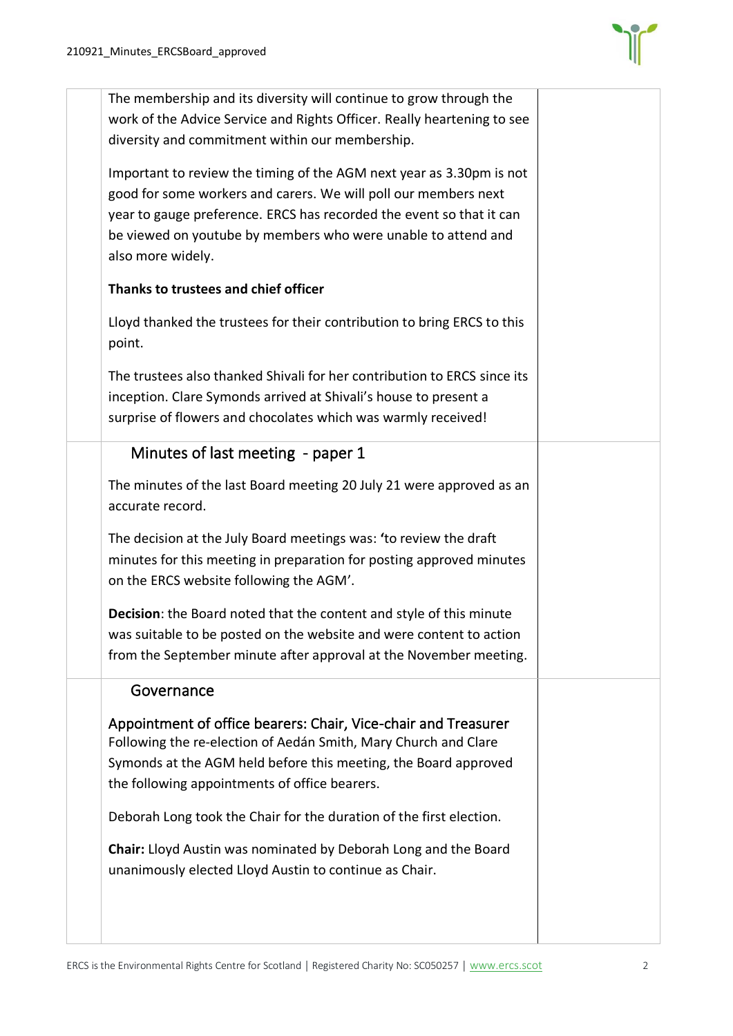The membership and its diversity will continue to grow through the work of the Advice Service and Rights Officer. Really heartening to see diversity and commitment within our membership.

Important to review the timing of the AGM next year as 3.30pm is not good for some workers and carers. We will poll our members next year to gauge preference. ERCS has recorded the event so that it can be viewed on youtube by members who were unable to attend and also more widely.

**Thanks to trustees and chief officer**

Lloyd thanked the trustees for their contribution to bring ERCS to this point.

The trustees also thanked Shivali for her contribution to ERCS since its inception. Clare Symonds arrived at Shivali's house to present a surprise of flowers and chocolates which was warmly received!

## Minutes of last meeting - paper 1

The minutes of the last Board meeting 20 July 21 were approved as an accurate record.

The decision at the July Board meetings was: 'to review the draft minutes for this meeting in preparation for posting approved minutes on the ERCS website following the AGM'.

**Decision**: the Board noted that the content and style of this minute was suitable to be posted on the website and were content to action from the September minute after approval at the November meeting.

## Governance

### Appointment of office bearers: Chair, Vice-chair and Treasurer

Following the re-election of Aedán Smith, Mary Church and Clare Symonds at the AGM held before this meeting, the Board approved the following appointments of office bearers.

Deborah Long took the Chair for the duration of the first election.

**Chair:** Lloyd Austin was nominated by Deborah Long and the Board unanimously elected Lloyd Austin to continue as Chair.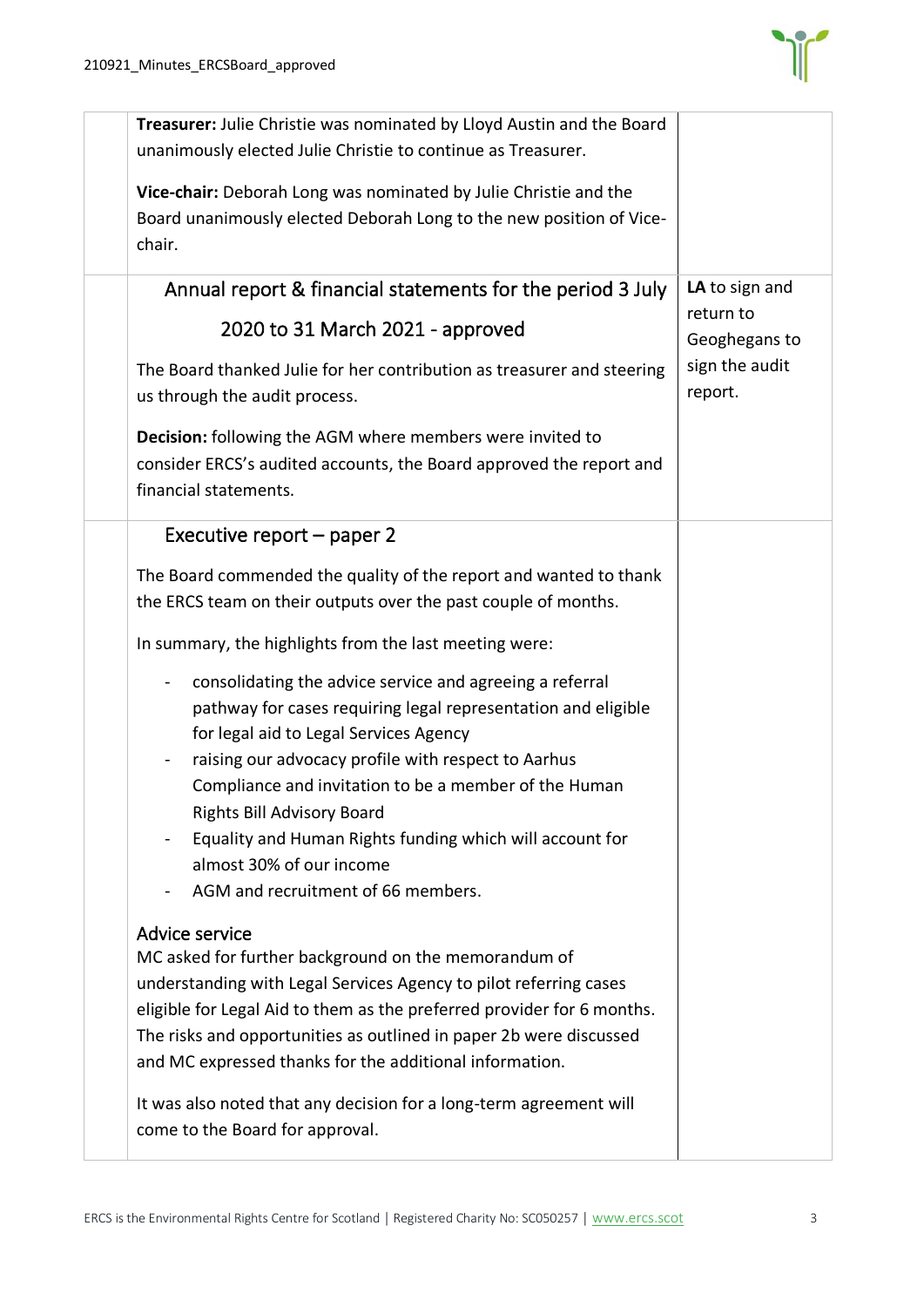| | | |
|---|---|---|
| | **Treasurer:** Julie Christie was nominated by Lloyd Austin and the Board unanimously elected Julie Christie to continue as Treasurer.<br><br>**Vice-chair:** Deborah Long was nominated by Julie Christie and the Board unanimously elected Deborah Long to the new position of Vice-chair. | |
| | **Annual report & financial statements for the period 3 July 2020 to 31 March 2021 - approved**<br><br>The Board thanked Julie for her contribution as treasurer and steering us through the audit process.<br><br>**Decision:** following the AGM where members were invited to consider ERCS's audited accounts, the Board approved the report and financial statements. | **LA** to sign and return to Geoghegans to sign the audit report. |
| | **Executive report – paper 2**<br><br>The Board commended the quality of the report and wanted to thank the ERCS team on their outputs over the past couple of months.<br><br>In summary, the highlights from the last meeting were:<br><br>- consolidating the advice service and agreeing a referral pathway for cases requiring legal representation and eligible for legal aid to Legal Services Agency<br>- raising our advocacy profile with respect to Aarhus Compliance and invitation to be a member of the Human Rights Bill Advisory Board<br>- Equality and Human Rights funding which will account for almost 30% of our income<br>- AGM and recruitment of 66 members.<br><br>**Advice service**<br>MC asked for further background on the memorandum of understanding with Legal Services Agency to pilot referring cases eligible for Legal Aid to them as the preferred provider for 6 months. The risks and opportunities as outlined in paper 2b were discussed and MC expressed thanks for the additional information.<br><br>It was also noted that any decision for a long-term agreement will come to the Board for approval. | |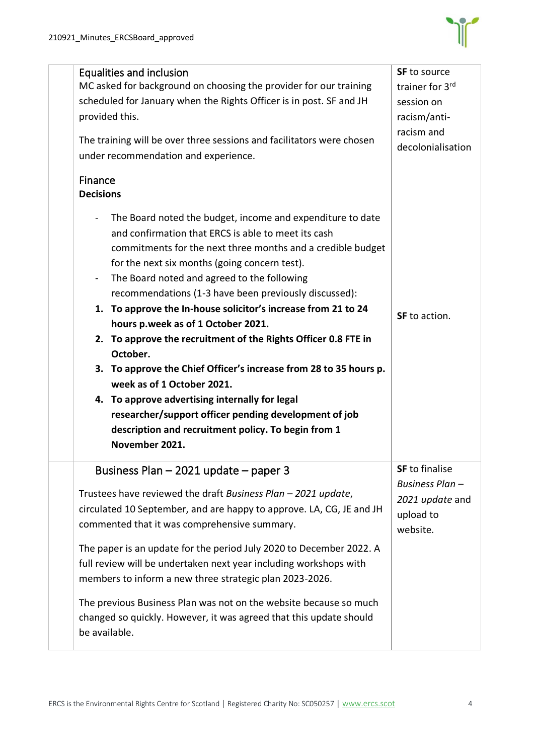| | | |
|---|---|---|
| | **Equalities and inclusion**<br>MC asked for background on choosing the provider for our training scheduled for January when the Rights Officer is in post. SF and JH provided this.<br><br>The training will be over three sessions and facilitators were chosen under recommendation and experience.<br><br>**Finance**<br>**Decisions**<br><br>- The Board noted the budget, income and expenditure to date and confirmation that ERCS is able to meet its cash commitments for the next three months and a credible budget for the next six months (going concern test).<br>- The Board noted and agreed to the following recommendations (1-3 have been previously discussed):<br><br>**1. To approve the In-house solicitor's increase from 21 to 24 hours p.week as of 1 October 2021.**<br>**2. To approve the recruitment of the Rights Officer 0.8 FTE in October.**<br>**3. To approve the Chief Officer's increase from 28 to 35 hours p. week as of 1 October 2021.**<br>**4. To approve advertising internally for legal researcher/support officer pending development of job description and recruitment policy. To begin from 1 November 2021.** | **SF** to source trainer for 3rd session on racism/anti-racism and decolonialisation<br><br>**SF** to action. |
| | **Business Plan – 2021 update – paper 3**<br><br>Trustees have reviewed the draft *Business Plan – 2021 update*, circulated 10 September, and are happy to approve. LA, CG, JE and JH commented that it was comprehensive summary.<br><br>The paper is an update for the period July 2020 to December 2022. A full review will be undertaken next year including workshops with members to inform a new three strategic plan 2023-2026.<br><br>The previous Business Plan was not on the website because so much changed so quickly. However, it was agreed that this update should be available. | **SF** to finalise *Business Plan – 2021 update* and upload to website. |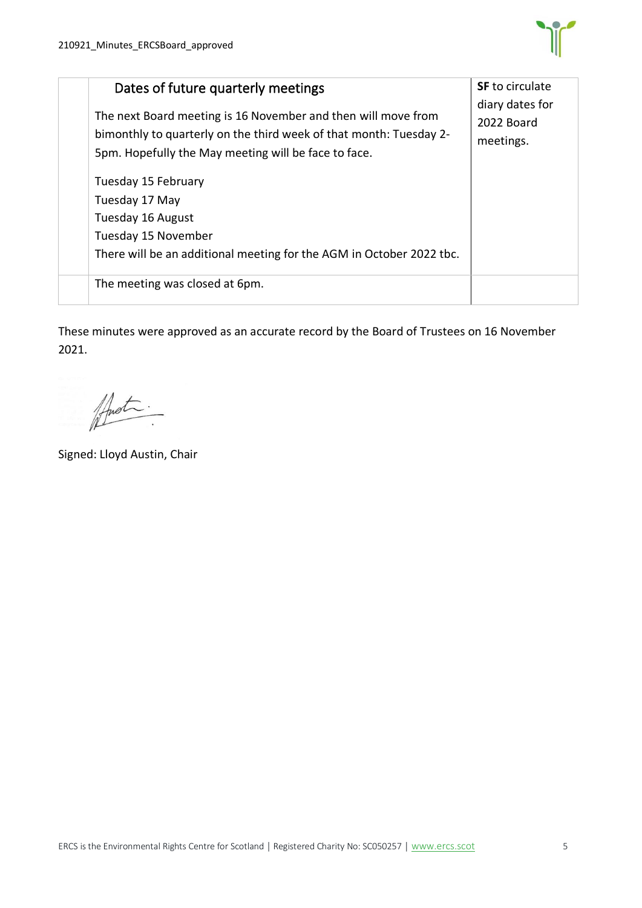| | | |
|---|---|---|
| | **Dates of future quarterly meetings**<br><br>The next Board meeting is 16 November and then will move from bimonthly to quarterly on the third week of that month: Tuesday 2-5pm. Hopefully the May meeting will be face to face.<br><br>Tuesday 15 February<br>Tuesday 17 May<br>Tuesday 16 August<br>Tuesday 15 November<br>There will be an additional meeting for the AGM in October 2022 tbc. | **SF** to circulate diary dates for 2022 Board meetings. |
| | The meeting was closed at 6pm. | |

These minutes were approved as an accurate record by the Board of Trustees on 16 November 2021.

Signed: Lloyd Austin, Chair